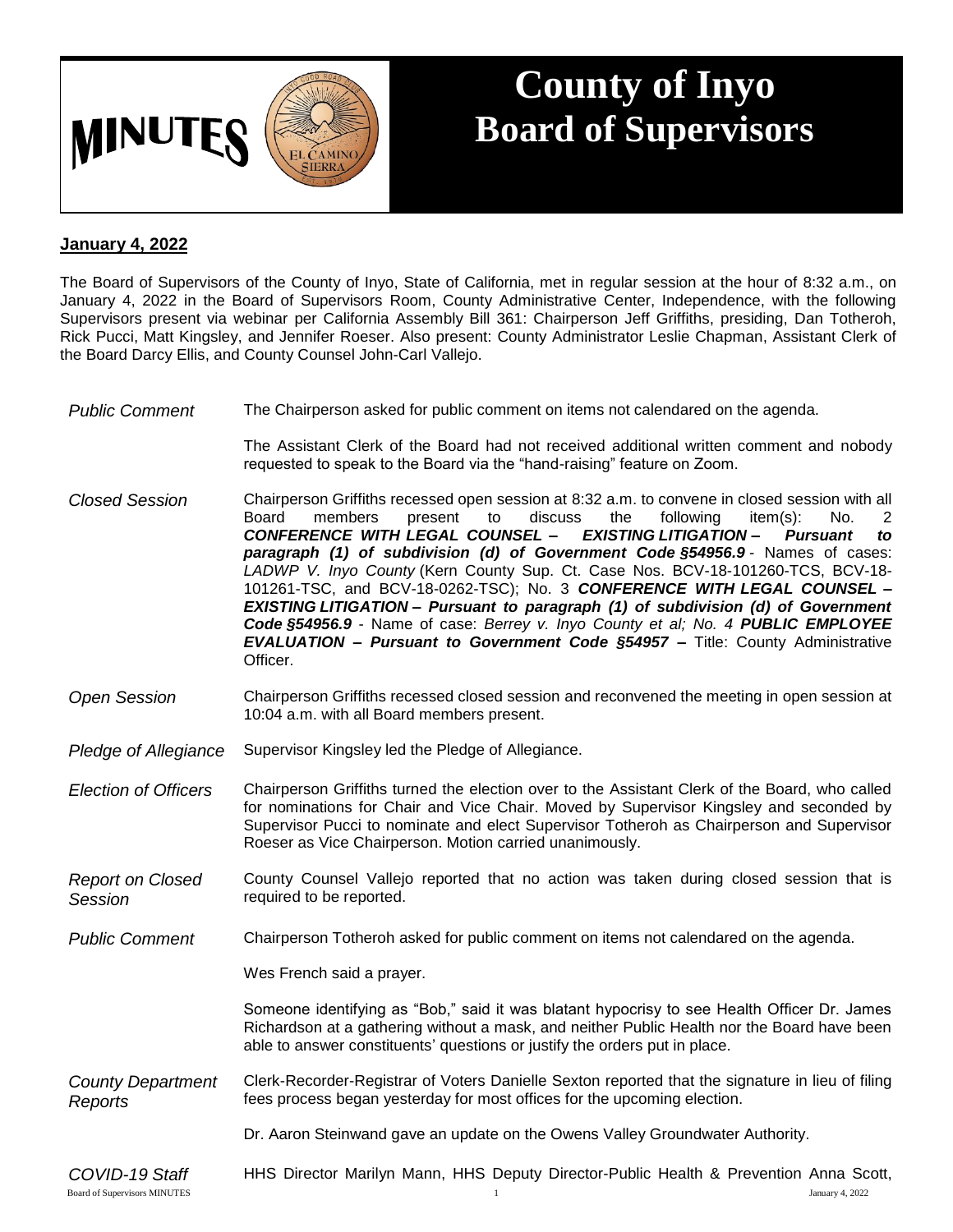# MINUTES

# County of Inyo Board of Supervisors

**January 4, 2022**

The Board of Supervisors of the County of Inyo, State of California, met in regular session at the hour of 8:32 a.m., on January 4, 2022 in the Board of Supervisors Room, County Administrative Center, Independence, with the following Supervisors present via webinar per California Assembly Bill 361: Chairperson Jeff Griffiths, presiding, Dan Totheroh, Rick Pucci, Matt Kingsley, and Jennifer Roeser. Also present: County Administrator Leslie Chapman, Assistant Clerk of the Board Darcy Ellis, and County Counsel John-Carl Vallejo.

*Public Comment*

The Chairperson asked for public comment on items not calendared on the agenda.

The Assistant Clerk of the Board had not received additional written comment and nobody requested to speak to the Board via the "hand-raising" feature on Zoom.

*Closed Session*

Chairperson Griffiths recessed open session at 8:32 a.m. to convene in closed session with all Board members present to discuss the following item(s): No. 2 ***CONFERENCE WITH LEGAL COUNSEL – EXISTING LITIGATION – Pursuant to paragraph (1) of subdivision (d) of Government Code §54956.9*** - Names of cases: *LADWP V. Inyo County* (Kern County Sup. Ct. Case Nos. BCV-18-101260-TCS, BCV-18-101261-TSC, and BCV-18-0262-TSC); No. 3 ***CONFERENCE WITH LEGAL COUNSEL – EXISTING LITIGATION – Pursuant to paragraph (1) of subdivision (d) of Government Code §54956.9*** - Name of case: *Berrey v. Inyo County et al;* No. 4 ***PUBLIC EMPLOYEE EVALUATION – Pursuant to Government Code §54957 –*** Title: County Administrative Officer.

*Open Session*

Chairperson Griffiths recessed closed session and reconvened the meeting in open session at 10:04 a.m. with all Board members present.

*Pledge of Allegiance*

Supervisor Kingsley led the Pledge of Allegiance.

*Election of Officers*

Chairperson Griffiths turned the election over to the Assistant Clerk of the Board, who called for nominations for Chair and Vice Chair. Moved by Supervisor Kingsley and seconded by Supervisor Pucci to nominate and elect Supervisor Totheroh as Chairperson and Supervisor Roeser as Vice Chairperson. Motion carried unanimously.

*Report on Closed Session*

County Counsel Vallejo reported that no action was taken during closed session that is required to be reported.

*Public Comment*

Chairperson Totheroh asked for public comment on items not calendared on the agenda.

Wes French said a prayer.

Someone identifying as "Bob," said it was blatant hypocrisy to see Health Officer Dr. James Richardson at a gathering without a mask, and neither Public Health nor the Board have been able to answer constituents' questions or justify the orders put in place.

*County Department Reports*

Clerk-Recorder-Registrar of Voters Danielle Sexton reported that the signature in lieu of filing fees process began yesterday for most offices for the upcoming election.

Dr. Aaron Steinwand gave an update on the Owens Valley Groundwater Authority.

*COVID-19 Staff*

HHS Director Marilyn Mann, HHS Deputy Director-Public Health & Prevention Anna Scott,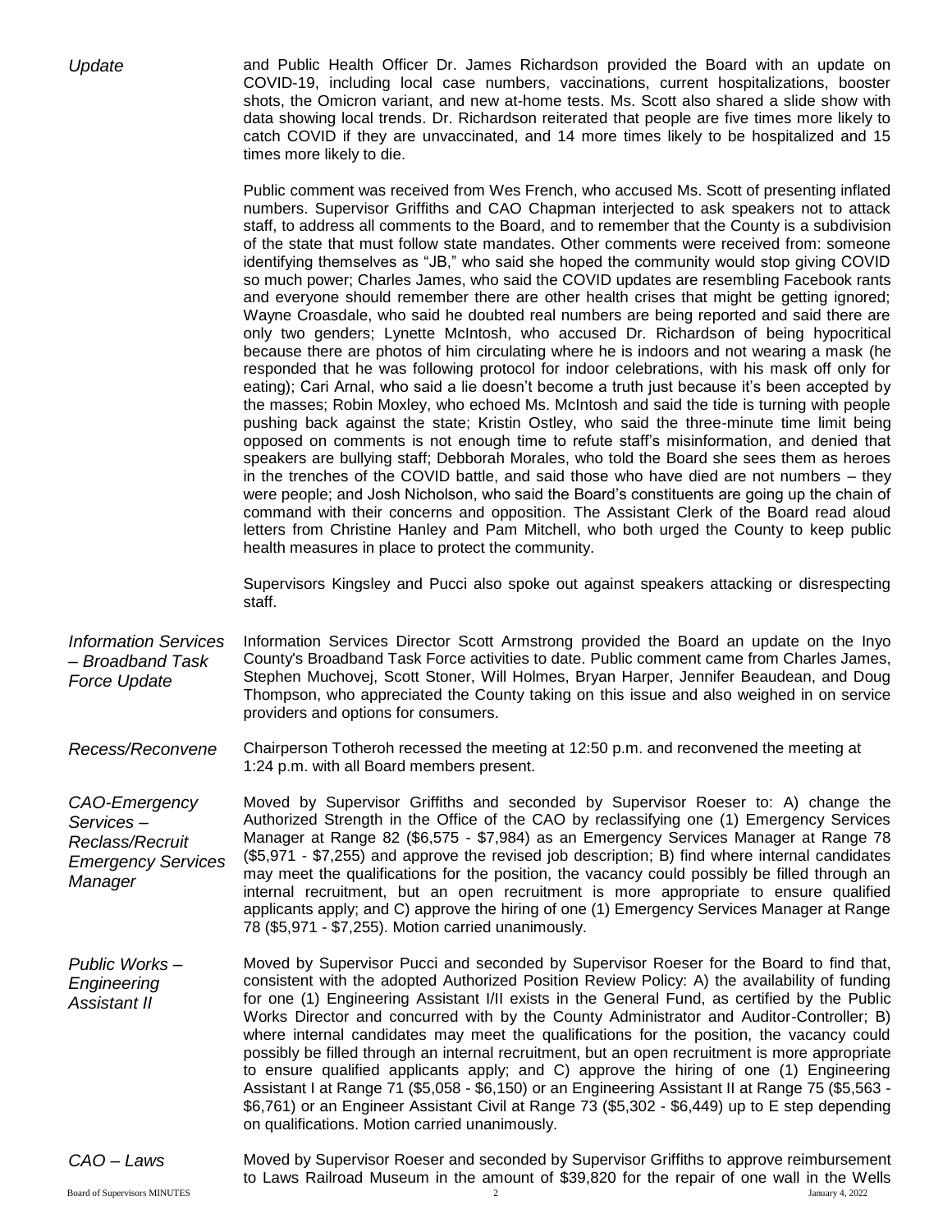*Update*

and Public Health Officer Dr. James Richardson provided the Board with an update on COVID-19, including local case numbers, vaccinations, current hospitalizations, booster shots, the Omicron variant, and new at-home tests. Ms. Scott also shared a slide show with data showing local trends. Dr. Richardson reiterated that people are five times more likely to catch COVID if they are unvaccinated, and 14 more times likely to be hospitalized and 15 times more likely to die.

Public comment was received from Wes French, who accused Ms. Scott of presenting inflated numbers. Supervisor Griffiths and CAO Chapman interjected to ask speakers not to attack staff, to address all comments to the Board, and to remember that the County is a subdivision of the state that must follow state mandates. Other comments were received from: someone identifying themselves as "JB," who said she hoped the community would stop giving COVID so much power; Charles James, who said the COVID updates are resembling Facebook rants and everyone should remember there are other health crises that might be getting ignored; Wayne Croasdale, who said he doubted real numbers are being reported and said there are only two genders; Lynette McIntosh, who accused Dr. Richardson of being hypocritical because there are photos of him circulating where he is indoors and not wearing a mask (he responded that he was following protocol for indoor celebrations, with his mask off only for eating); Cari Arnal, who said a lie doesn't become a truth just because it's been accepted by the masses; Robin Moxley, who echoed Ms. McIntosh and said the tide is turning with people pushing back against the state; Kristin Ostley, who said the three-minute time limit being opposed on comments is not enough time to refute staff's misinformation, and denied that speakers are bullying staff; Debborah Morales, who told the Board she sees them as heroes in the trenches of the COVID battle, and said those who have died are not numbers – they were people; and Josh Nicholson, who said the Board's constituents are going up the chain of command with their concerns and opposition. The Assistant Clerk of the Board read aloud letters from Christine Hanley and Pam Mitchell, who both urged the County to keep public health measures in place to protect the community.

Supervisors Kingsley and Pucci also spoke out against speakers attacking or disrespecting staff.

*Information Services – Broadband Task Force Update*

Information Services Director Scott Armstrong provided the Board an update on the Inyo County's Broadband Task Force activities to date. Public comment came from Charles James, Stephen Muchovej, Scott Stoner, Will Holmes, Bryan Harper, Jennifer Beaudean, and Doug Thompson, who appreciated the County taking on this issue and also weighed in on service providers and options for consumers.

*Recess/Reconvene*

Chairperson Totheroh recessed the meeting at 12:50 p.m. and reconvened the meeting at 1:24 p.m. with all Board members present.

*CAO-Emergency Services – Reclass/Recruit Emergency Services Manager*

Moved by Supervisor Griffiths and seconded by Supervisor Roeser to: A) change the Authorized Strength in the Office of the CAO by reclassifying one (1) Emergency Services Manager at Range 82 ($6,575 - $7,984) as an Emergency Services Manager at Range 78 ($5,971 - $7,255) and approve the revised job description; B) find where internal candidates may meet the qualifications for the position, the vacancy could possibly be filled through an internal recruitment, but an open recruitment is more appropriate to ensure qualified applicants apply; and C) approve the hiring of one (1) Emergency Services Manager at Range 78 ($5,971 - $7,255). Motion carried unanimously.

*Public Works – Engineering Assistant II*

Moved by Supervisor Pucci and seconded by Supervisor Roeser for the Board to find that, consistent with the adopted Authorized Position Review Policy: A) the availability of funding for one (1) Engineering Assistant I/II exists in the General Fund, as certified by the Public Works Director and concurred with by the County Administrator and Auditor-Controller; B) where internal candidates may meet the qualifications for the position, the vacancy could possibly be filled through an internal recruitment, but an open recruitment is more appropriate to ensure qualified applicants apply; and C) approve the hiring of one (1) Engineering Assistant I at Range 71 ($5,058 - $6,150) or an Engineering Assistant II at Range 75 ($5,563 - $6,761) or an Engineer Assistant Civil at Range 73 ($5,302 - $6,449) up to E step depending on qualifications. Motion carried unanimously.

*CAO – Laws*

Moved by Supervisor Roeser and seconded by Supervisor Griffiths to approve reimbursement to Laws Railroad Museum in the amount of $39,820 for the repair of one wall in the Wells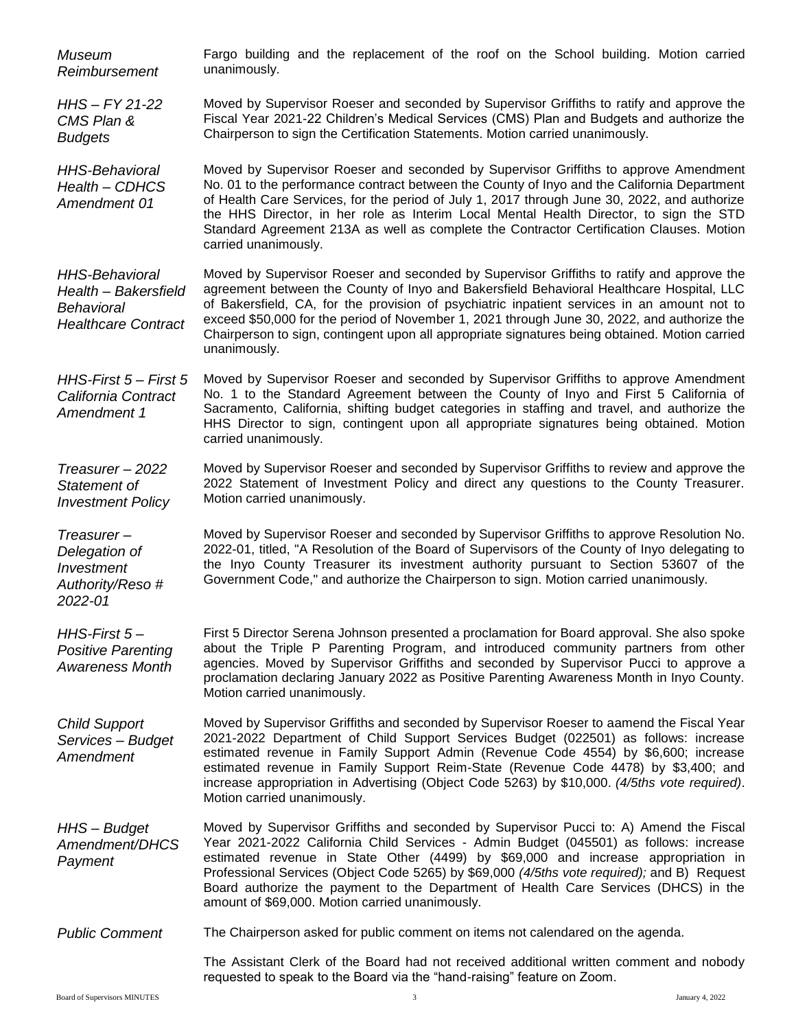*Museum Reimbursement*

Fargo building and the replacement of the roof on the School building. Motion carried unanimously.

*HHS – FY 21-22 CMS Plan & Budgets*

Moved by Supervisor Roeser and seconded by Supervisor Griffiths to ratify and approve the Fiscal Year 2021-22 Children's Medical Services (CMS) Plan and Budgets and authorize the Chairperson to sign the Certification Statements. Motion carried unanimously.

*HHS-Behavioral Health – CDHCS Amendment 01*

Moved by Supervisor Roeser and seconded by Supervisor Griffiths to approve Amendment No. 01 to the performance contract between the County of Inyo and the California Department of Health Care Services, for the period of July 1, 2017 through June 30, 2022, and authorize the HHS Director, in her role as Interim Local Mental Health Director, to sign the STD Standard Agreement 213A as well as complete the Contractor Certification Clauses. Motion carried unanimously.

*HHS-Behavioral Health – Bakersfield Behavioral Healthcare Contract*

Moved by Supervisor Roeser and seconded by Supervisor Griffiths to ratify and approve the agreement between the County of Inyo and Bakersfield Behavioral Healthcare Hospital, LLC of Bakersfield, CA, for the provision of psychiatric inpatient services in an amount not to exceed $50,000 for the period of November 1, 2021 through June 30, 2022, and authorize the Chairperson to sign, contingent upon all appropriate signatures being obtained. Motion carried unanimously.

*HHS-First 5 – First 5 California Contract Amendment 1*

Moved by Supervisor Roeser and seconded by Supervisor Griffiths to approve Amendment No. 1 to the Standard Agreement between the County of Inyo and First 5 California of Sacramento, California, shifting budget categories in staffing and travel, and authorize the HHS Director to sign, contingent upon all appropriate signatures being obtained. Motion carried unanimously.

*Treasurer – 2022 Statement of Investment Policy*

Moved by Supervisor Roeser and seconded by Supervisor Griffiths to review and approve the 2022 Statement of Investment Policy and direct any questions to the County Treasurer. Motion carried unanimously.

*Treasurer – Delegation of Investment Authority/Reso # 2022-01*

Moved by Supervisor Roeser and seconded by Supervisor Griffiths to approve Resolution No. 2022-01, titled, "A Resolution of the Board of Supervisors of the County of Inyo delegating to the Inyo County Treasurer its investment authority pursuant to Section 53607 of the Government Code," and authorize the Chairperson to sign. Motion carried unanimously.

*HHS-First 5 – Positive Parenting Awareness Month*

First 5 Director Serena Johnson presented a proclamation for Board approval. She also spoke about the Triple P Parenting Program, and introduced community partners from other agencies. Moved by Supervisor Griffiths and seconded by Supervisor Pucci to approve a proclamation declaring January 2022 as Positive Parenting Awareness Month in Inyo County. Motion carried unanimously.

*Child Support Services – Budget Amendment*

Moved by Supervisor Griffiths and seconded by Supervisor Roeser to aamend the Fiscal Year 2021-2022 Department of Child Support Services Budget (022501) as follows: increase estimated revenue in Family Support Admin (Revenue Code 4554) by $6,600; increase estimated revenue in Family Support Reim-State (Revenue Code 4478) by $3,400; and increase appropriation in Advertising (Object Code 5263) by $10,000. *(4/5ths vote required)*. Motion carried unanimously.

*HHS – Budget Amendment/DHCS Payment*

Moved by Supervisor Griffiths and seconded by Supervisor Pucci to: A) Amend the Fiscal Year 2021-2022 California Child Services - Admin Budget (045501) as follows: increase estimated revenue in State Other (4499) by $69,000 and increase appropriation in Professional Services (Object Code 5265) by $69,000 *(4/5ths vote required);* and B) Request Board authorize the payment to the Department of Health Care Services (DHCS) in the amount of $69,000. Motion carried unanimously.

*Public Comment*

The Chairperson asked for public comment on items not calendared on the agenda.

The Assistant Clerk of the Board had not received additional written comment and nobody requested to speak to the Board via the "hand-raising" feature on Zoom.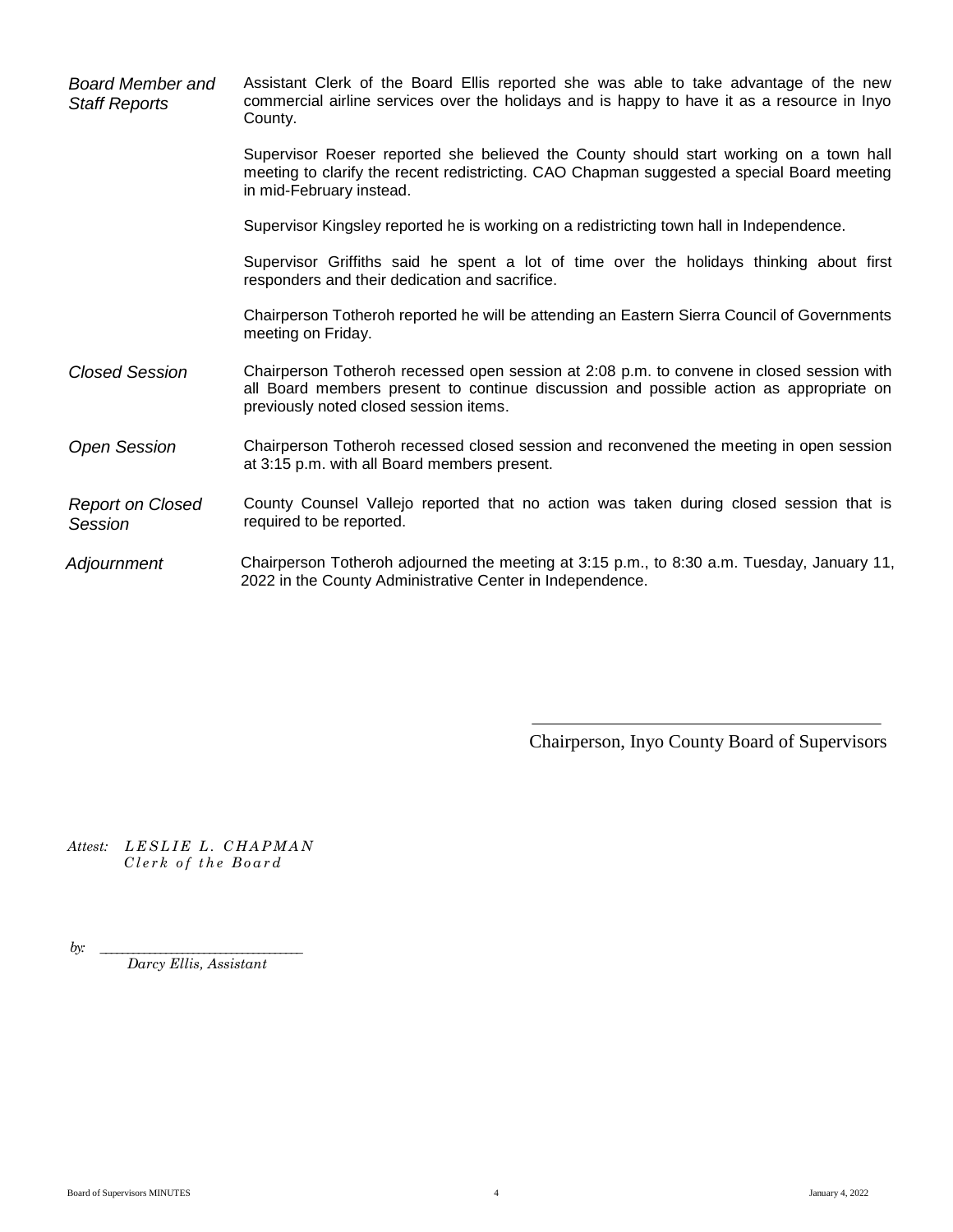*Board Member and Staff Reports*

Assistant Clerk of the Board Ellis reported she was able to take advantage of the new commercial airline services over the holidays and is happy to have it as a resource in Inyo County.

Supervisor Roeser reported she believed the County should start working on a town hall meeting to clarify the recent redistricting. CAO Chapman suggested a special Board meeting in mid-February instead.

Supervisor Kingsley reported he is working on a redistricting town hall in Independence.

Supervisor Griffiths said he spent a lot of time over the holidays thinking about first responders and their dedication and sacrifice.

Chairperson Totheroh reported he will be attending an Eastern Sierra Council of Governments meeting on Friday.

*Closed Session*

Chairperson Totheroh recessed open session at 2:08 p.m. to convene in closed session with all Board members present to continue discussion and possible action as appropriate on previously noted closed session items.

*Open Session*

Chairperson Totheroh recessed closed session and reconvened the meeting in open session at 3:15 p.m. with all Board members present.

*Report on Closed Session*

County Counsel Vallejo reported that no action was taken during closed session that is required to be reported.

*Adjournment*

Chairperson Totheroh adjourned the meeting at 3:15 p.m., to 8:30 a.m. Tuesday, January 11, 2022 in the County Administrative Center in Independence.

\_\_\_\_\_\_\_\_\_\_\_\_\_\_\_\_\_\_\_\_\_\_\_\_\_\_\_\_\_\_\_\_\_\_\_\_\_\_\_\_

Chairperson, Inyo County Board of Supervisors

*Attest: LESLIE L. CHAPMAN*
*Clerk of the Board*

*by:* \_\_\_\_\_\_\_\_\_\_\_\_\_\_\_\_\_\_\_\_\_\_\_\_\_\_\_\_\_\_
*Darcy Ellis, Assistant*